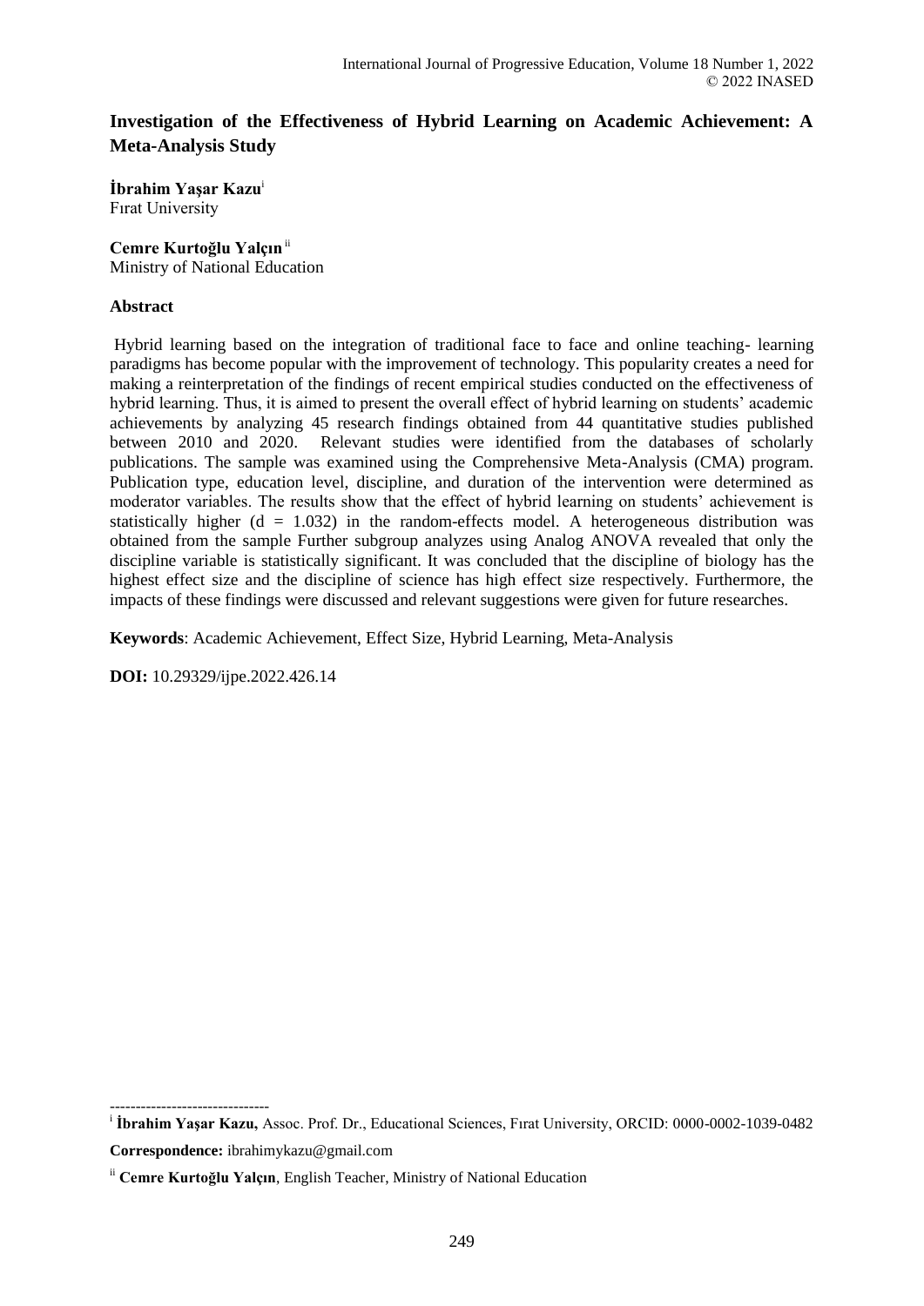# Investigation of the Effectiveness of Hybrid Learning on Academic Achievement: A Meta-Analysis Study

**İbrahim Yaşar Kazu**[i]
Fırat University

**Cemre Kurtoğlu Yalçın**[ii]
Ministry of National Education

## Abstract

Hybrid learning based on the integration of traditional face to face and online teaching- learning paradigms has become popular with the improvement of technology. This popularity creates a need for making a reinterpretation of the findings of recent empirical studies conducted on the effectiveness of hybrid learning. Thus, it is aimed to present the overall effect of hybrid learning on students' academic achievements by analyzing 45 research findings obtained from 44 quantitative studies published between 2010 and 2020. Relevant studies were identified from the databases of scholarly publications. The sample was examined using the Comprehensive Meta-Analysis (CMA) program. Publication type, education level, discipline, and duration of the intervention were determined as moderator variables. The results show that the effect of hybrid learning on students' achievement is statistically higher ($d = 1.032$) in the random-effects model. A heterogeneous distribution was obtained from the sample Further subgroup analyzes using Analog ANOVA revealed that only the discipline variable is statistically significant. It was concluded that the discipline of biology has the highest effect size and the discipline of science has high effect size respectively. Furthermore, the impacts of these findings were discussed and relevant suggestions were given for future researches.

**Keywords**: Academic Achievement, Effect Size, Hybrid Learning, Meta-Analysis

**DOI:** 10.29329/ijpe.2022.426.14

-------------------------------

[i] **İbrahim Yaşar Kazu,** Assoc. Prof. Dr., Educational Sciences, Fırat University, ORCID: 0000-0002-1039-0482

**Correspondence:** ibrahimykazu@gmail.com

[ii] **Cemre Kurtoğlu Yalçın**, English Teacher, Ministry of National Education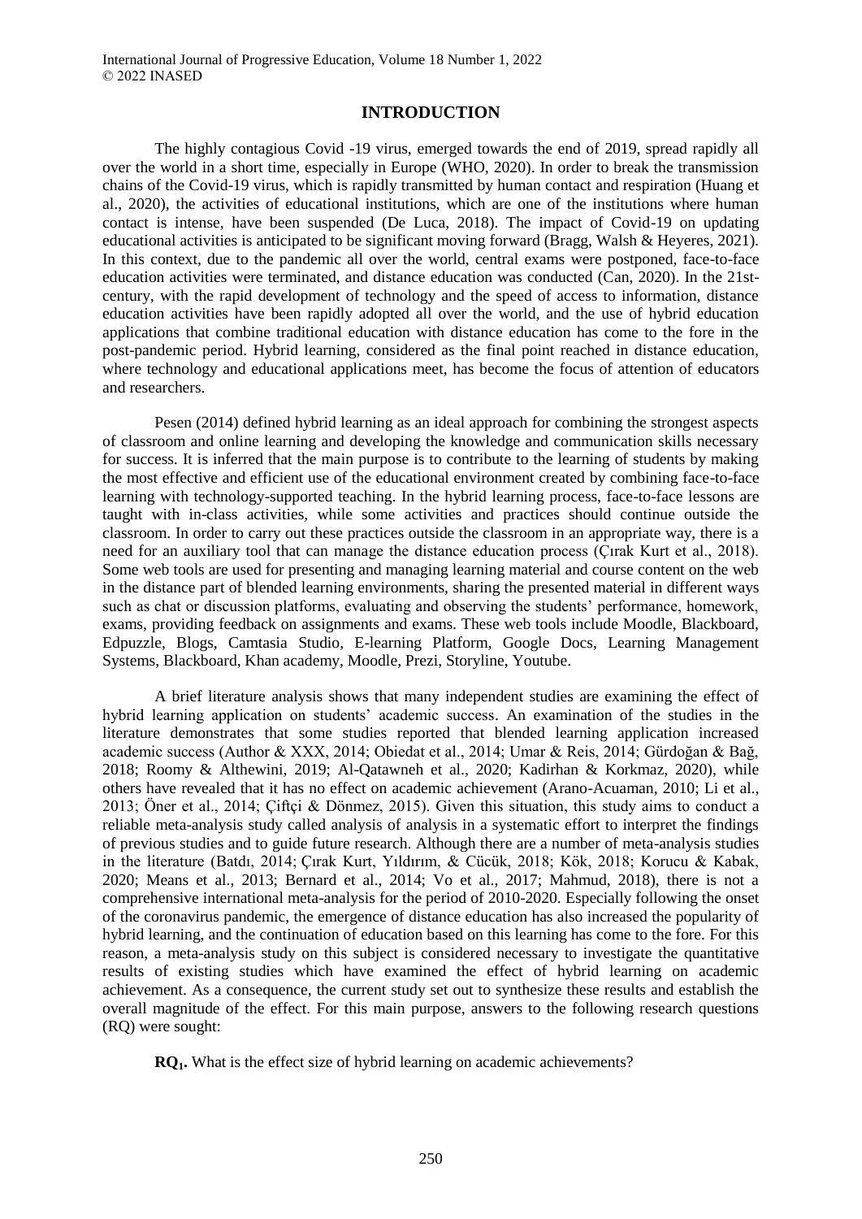## INTRODUCTION

The highly contagious Covid -19 virus, emerged towards the end of 2019, spread rapidly all over the world in a short time, especially in Europe (WHO, 2020). In order to break the transmission chains of the Covid-19 virus, which is rapidly transmitted by human contact and respiration (Huang et al., 2020), the activities of educational institutions, which are one of the institutions where human contact is intense, have been suspended (De Luca, 2018). The impact of Covid-19 on updating educational activities is anticipated to be significant moving forward (Bragg, Walsh & Heyeres, 2021). In this context, due to the pandemic all over the world, central exams were postponed, face-to-face education activities were terminated, and distance education was conducted (Can, 2020). In the 21st-century, with the rapid development of technology and the speed of access to information, distance education activities have been rapidly adopted all over the world, and the use of hybrid education applications that combine traditional education with distance education has come to the fore in the post-pandemic period. Hybrid learning, considered as the final point reached in distance education, where technology and educational applications meet, has become the focus of attention of educators and researchers.

Pesen (2014) defined hybrid learning as an ideal approach for combining the strongest aspects of classroom and online learning and developing the knowledge and communication skills necessary for success. It is inferred that the main purpose is to contribute to the learning of students by making the most effective and efficient use of the educational environment created by combining face-to-face learning with technology-supported teaching. In the hybrid learning process, face-to-face lessons are taught with in-class activities, while some activities and practices should continue outside the classroom. In order to carry out these practices outside the classroom in an appropriate way, there is a need for an auxiliary tool that can manage the distance education process (Çırak Kurt et al., 2018). Some web tools are used for presenting and managing learning material and course content on the web in the distance part of blended learning environments, sharing the presented material in different ways such as chat or discussion platforms, evaluating and observing the students' performance, homework, exams, providing feedback on assignments and exams. These web tools include Moodle, Blackboard, Edpuzzle, Blogs, Camtasia Studio, E-learning Platform, Google Docs, Learning Management Systems, Blackboard, Khan academy, Moodle, Prezi, Storyline, Youtube.

A brief literature analysis shows that many independent studies are examining the effect of hybrid learning application on students' academic success. An examination of the studies in the literature demonstrates that some studies reported that blended learning application increased academic success (Author & XXX, 2014; Obiedat et al., 2014; Umar & Reis, 2014; Gürdoğan & Bağ, 2018; Roomy & Althewini, 2019; Al-Qatawneh et al., 2020; Kadirhan & Korkmaz, 2020), while others have revealed that it has no effect on academic achievement (Arano-Acuaman, 2010; Li et al., 2013; Öner et al., 2014; Çiftçi & Dönmez, 2015). Given this situation, this study aims to conduct a reliable meta-analysis study called analysis of analysis in a systematic effort to interpret the findings of previous studies and to guide future research. Although there are a number of meta-analysis studies in the literature (Batdı, 2014; Çırak Kurt, Yıldırım, & Cücük, 2018; Kök, 2018; Korucu & Kabak, 2020; Means et al., 2013; Bernard et al., 2014; Vo et al., 2017; Mahmud, 2018), there is not a comprehensive international meta-analysis for the period of 2010-2020. Especially following the onset of the coronavirus pandemic, the emergence of distance education has also increased the popularity of hybrid learning, and the continuation of education based on this learning has come to the fore. For this reason, a meta-analysis study on this subject is considered necessary to investigate the quantitative results of existing studies which have examined the effect of hybrid learning on academic achievement. As a consequence, the current study set out to synthesize these results and establish the overall magnitude of the effect. For this main purpose, answers to the following research questions (RQ) were sought:

**$RQ_1$.** What is the effect size of hybrid learning on academic achievements?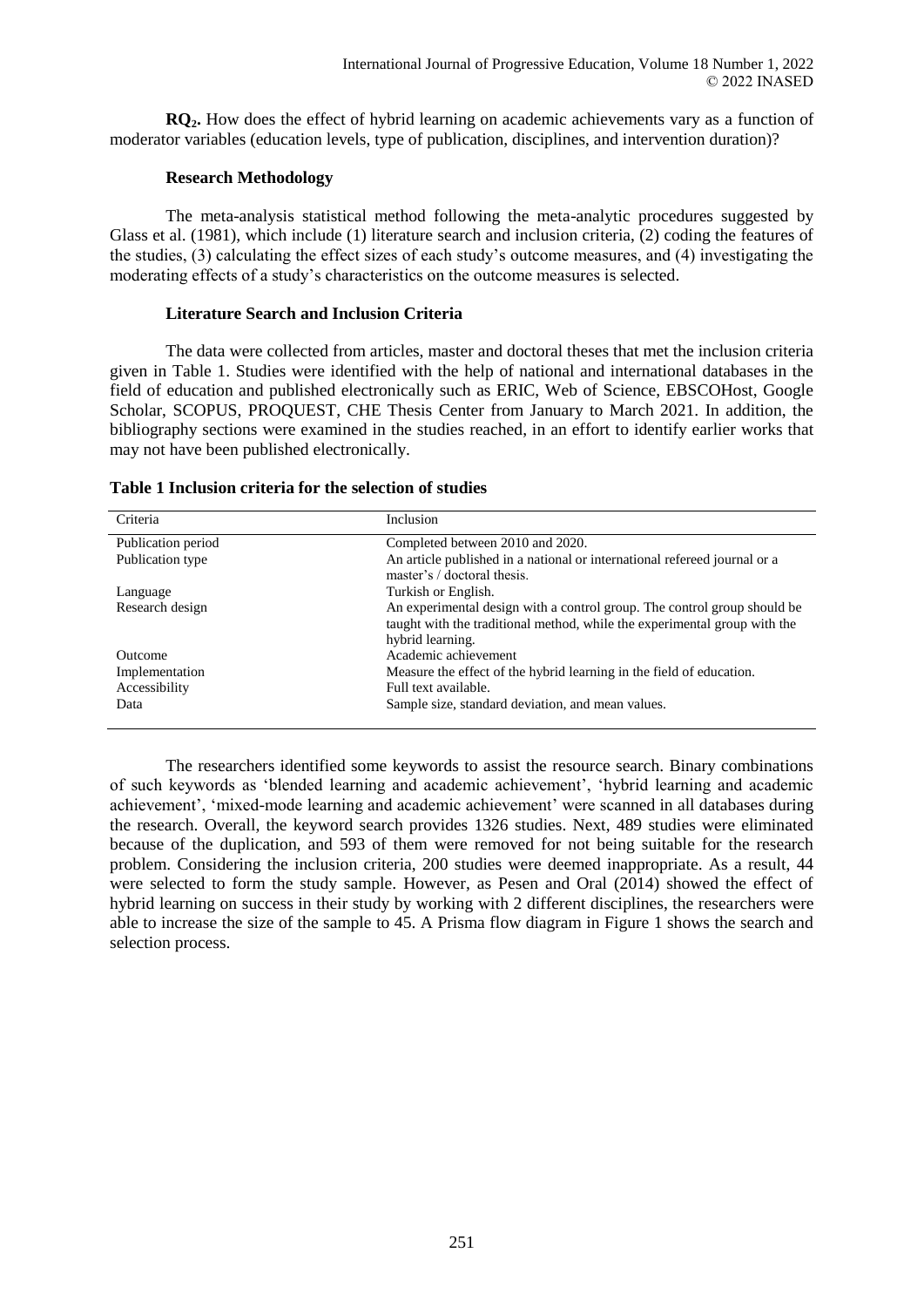**$RQ_2$.** How does the effect of hybrid learning on academic achievements vary as a function of moderator variables (education levels, type of publication, disciplines, and intervention duration)?

## Research Methodology

The meta-analysis statistical method following the meta-analytic procedures suggested by Glass et al. (1981), which include (1) literature search and inclusion criteria, (2) coding the features of the studies, (3) calculating the effect sizes of each study's outcome measures, and (4) investigating the moderating effects of a study's characteristics on the outcome measures is selected.

### Literature Search and Inclusion Criteria

The data were collected from articles, master and doctoral theses that met the inclusion criteria given in Table 1. Studies were identified with the help of national and international databases in the field of education and published electronically such as ERIC, Web of Science, EBSCOHost, Google Scholar, SCOPUS, PROQUEST, CHE Thesis Center from January to March 2021. In addition, the bibliography sections were examined in the studies reached, in an effort to identify earlier works that may not have been published electronically.

**Table 1 Inclusion criteria for the selection of studies**

| Criteria | Inclusion |
|---|---|
| Publication period | Completed between 2010 and 2020. |
| Publication type | An article published in a national or international refereed journal or a master's / doctoral thesis. |
| Language | Turkish or English. |
| Research design | An experimental design with a control group. The control group should be taught with the traditional method, while the experimental group with the hybrid learning. |
| Outcome | Academic achievement |
| Implementation | Measure the effect of the hybrid learning in the field of education. |
| Accessibility | Full text available. |
| Data | Sample size, standard deviation, and mean values. |

The researchers identified some keywords to assist the resource search. Binary combinations of such keywords as 'blended learning and academic achievement', 'hybrid learning and academic achievement', 'mixed-mode learning and academic achievement' were scanned in all databases during the research. Overall, the keyword search provides 1326 studies. Next, 489 studies were eliminated because of the duplication, and 593 of them were removed for not being suitable for the research problem. Considering the inclusion criteria, 200 studies were deemed inappropriate. As a result, 44 were selected to form the study sample. However, as Pesen and Oral (2014) showed the effect of hybrid learning on success in their study by working with 2 different disciplines, the researchers were able to increase the size of the sample to 45. A Prisma flow diagram in Figure 1 shows the search and selection process.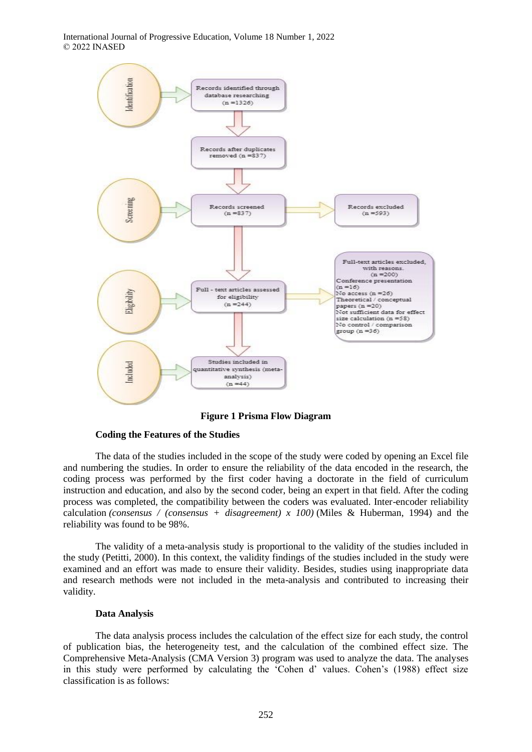Identification

Records identified through database researching (n =1326)

Records after duplicates removed (n =837)

Screening

Records screened (n =837)

Records excluded (n =593)

Eligibility

Full - text articles assessed for eligibility (n =244)

Full-text articles excluded, with reasons. (n =200)
Conference presentation (n =16)
No access (n =26)
Theoretical / conceptual papers (n =20)
Not sufficient data for effect size calculation (n =58)
No control / comparison group (n =36)

Included

Studies included in quantitative synthesis (meta-analysis) (n =44)

**Figure 1 Prisma Flow Diagram**

### Coding the Features of the Studies

The data of the studies included in the scope of the study were coded by opening an Excel file and numbering the studies. In order to ensure the reliability of the data encoded in the research, the coding process was performed by the first coder having a doctorate in the field of curriculum instruction and education, and also by the second coder, being an expert in that field. After the coding process was completed, the compatibility between the coders was evaluated. Inter-encoder reliability calculation *(consensus / (consensus + disagreement) x 100)* (Miles & Huberman, 1994) and the reliability was found to be 98%.

The validity of a meta-analysis study is proportional to the validity of the studies included in the study (Petitti, 2000). In this context, the validity findings of the studies included in the study were examined and an effort was made to ensure their validity. Besides, studies using inappropriate data and research methods were not included in the meta-analysis and contributed to increasing their validity.

### Data Analysis

The data analysis process includes the calculation of the effect size for each study, the control of publication bias, the heterogeneity test, and the calculation of the combined effect size. The Comprehensive Meta-Analysis (CMA Version 3) program was used to analyze the data. The analyses in this study were performed by calculating the 'Cohen d' values. Cohen's (1988) effect size classification is as follows: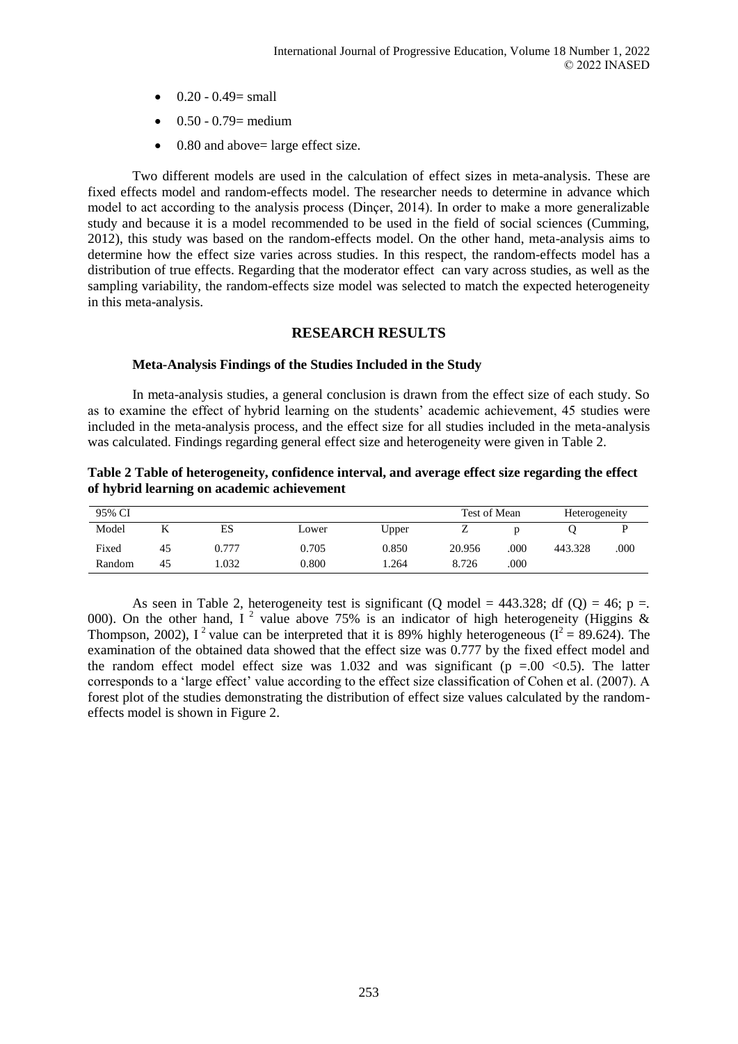- 0.20 - 0.49= small
- 0.50 - 0.79= medium
- 0.80 and above= large effect size.

Two different models are used in the calculation of effect sizes in meta-analysis. These are fixed effects model and random-effects model. The researcher needs to determine in advance which model to act according to the analysis process (Dinçer, 2014). In order to make a more generalizable study and because it is a model recommended to be used in the field of social sciences (Cumming, 2012), this study was based on the random-effects model. On the other hand, meta-analysis aims to determine how the effect size varies across studies. In this respect, the random-effects model has a distribution of true effects. Regarding that the moderator effect can vary across studies, as well as the sampling variability, the random-effects size model was selected to match the expected heterogeneity in this meta-analysis.

## RESEARCH RESULTS

### Meta-Analysis Findings of the Studies Included in the Study

In meta-analysis studies, a general conclusion is drawn from the effect size of each study. So as to examine the effect of hybrid learning on the students' academic achievement, 45 studies were included in the meta-analysis process, and the effect size for all studies included in the meta-analysis was calculated. Findings regarding general effect size and heterogeneity were given in Table 2.

**Table 2 Table of heterogeneity, confidence interval, and average effect size regarding the effect of hybrid learning on academic achievement**

| 95% CI | | | | | Test of Mean | | Heterogeneity | |
|---|---|---|---|---|---|---|---|---|
| Model | K | ES | Lower | Upper | Z | p | Q | P |
| Fixed | 45 | 0.777 | 0.705 | 0.850 | 20.956 | .000 | 443.328 | .000 |
| Random | 45 | 1.032 | 0.800 | 1.264 | 8.726 | .000 | | |

As seen in Table 2, heterogeneity test is significant (Q model = 443.328; df (Q) = 46; p =. 000). On the other hand, $I^2$ value above 75% is an indicator of high heterogeneity (Higgins & Thompson, 2002), $I^2$ value can be interpreted that it is 89% highly heterogeneous ($I^2 = 89.624$). The examination of the obtained data showed that the effect size was 0.777 by the fixed effect model and the random effect model effect size was 1.032 and was significant ($p = .00 < 0.5$). The latter corresponds to a 'large effect' value according to the effect size classification of Cohen et al. (2007). A forest plot of the studies demonstrating the distribution of effect size values calculated by the random-effects model is shown in Figure 2.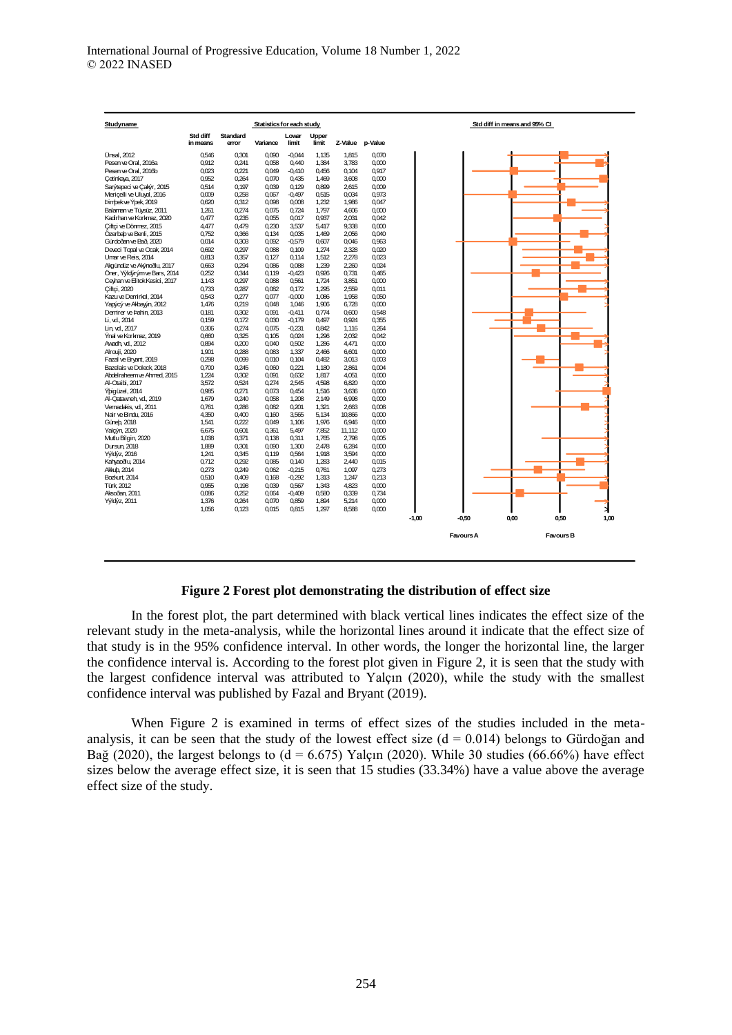| Studyname | Std diff in means | Standard error | Variance | Lower limit | Upper limit | Z-Value | p-Value |
|---|---|---|---|---|---|---|---|
| Ünsal, 2012 | 0,546 | 0,301 | 0,090 | -0,044 | 1,135 | 1,815 | 0,070 |
| Pesen ve Oral, 2016a | 0,912 | 0,241 | 0,058 | 0,440 | 1,384 | 3,783 | 0,000 |
| Pesen ve Oral, 2016b | 0,023 | 0,221 | 0,049 | -0,410 | 0,456 | 0,104 | 0,917 |
| Çetinkaya, 2017 | 0,952 | 0,264 | 0,070 | 0,435 | 1,469 | 3,608 | 0,000 |
| Sarýtepeci ve Çakýr, 2015 | 0,514 | 0,197 | 0,039 | 0,129 | 0,899 | 2,615 | 0,009 |
| Meriçelli ve Uluyol, 2016 | 0,009 | 0,258 | 0,067 | -0,497 | 0,515 | 0,034 | 0,973 |
| Þimþek ve Ýpek, 2019 | 0,620 | 0,312 | 0,098 | 0,008 | 1,232 | 1,986 | 0,047 |
| Balaman ve Tüysüz, 2011 | 1,261 | 0,274 | 0,075 | 0,724 | 1,797 | 4,606 | 0,000 |
| Kadirhan ve Korkmaz, 2020 | 0,477 | 0,235 | 0,055 | 0,017 | 0,937 | 2,031 | 0,042 |
| Çiftçi ve Dönmez, 2015 | 4,477 | 0,479 | 0,230 | 3,537 | 5,417 | 9,338 | 0,000 |
| Özerbaþ ve Benli, 2015 | 0,752 | 0,366 | 0,134 | 0,035 | 1,469 | 2,056 | 0,040 |
| Gürdoðan ve Bað, 2020 | 0,014 | 0,303 | 0,092 | -0,579 | 0,607 | 0,046 | 0,963 |
| Deveci Topal ve Ocak, 2014 | 0,692 | 0,297 | 0,088 | 0,109 | 1,274 | 2,328 | 0,020 |
| Umar ve Reis, 2014 | 0,813 | 0,357 | 0,127 | 0,114 | 1,512 | 2,278 | 0,023 |
| Akgündüz ve Akýnoðlu, 2017 | 0,663 | 0,294 | 0,086 | 0,088 | 1,239 | 2,260 | 0,024 |
| Öner, Yýldýrým ve Bars, 2014 | 0,252 | 0,344 | 0,119 | -0,423 | 0,926 | 0,731 | 0,465 |
| Ceyhan ve ElitokKesici, 2017 | 1,143 | 0,297 | 0,088 | 0,561 | 1,724 | 3,851 | 0,000 |
| Çiftçi, 2020 | 0,733 | 0,287 | 0,082 | 0,172 | 1,295 | 2,559 | 0,011 |
| Kazu ve Demirkol, 2014 | 0,543 | 0,277 | 0,077 | -0,000 | 1,086 | 1,958 | 0,050 |
| Yapýcý ve Akbayýn, 2012 | 1,476 | 0,219 | 0,048 | 1,046 | 1,906 | 6,728 | 0,000 |
| Demirer ve Þahin, 2013 | 0,181 | 0,302 | 0,091 | -0,411 | 0,774 | 0,600 | 0,548 |
| Li, vd., 2014 | 0,159 | 0,172 | 0,030 | -0,179 | 0,497 | 0,924 | 0,355 |
| Lin, vd., 2017 | 0,306 | 0,274 | 0,075 | -0,231 | 0,842 | 1,116 | 0,264 |
| Ýnal ve Korkmaz, 2019 | 0,660 | 0,325 | 0,105 | 0,024 | 1,296 | 2,032 | 0,042 |
| Awadh, vd., 2012 | 0,894 | 0,200 | 0,040 | 0,502 | 1,286 | 4,471 | 0,000 |
| Alrouji, 2020 | 1,901 | 0,288 | 0,083 | 1,337 | 2,466 | 6,601 | 0,000 |
| Fazal ve Bryant, 2019 | 0,298 | 0,099 | 0,010 | 0,104 | 0,492 | 3,013 | 0,003 |
| Bazelais ve Doleck, 2018 | 0,700 | 0,245 | 0,060 | 0,221 | 1,180 | 2,861 | 0,004 |
| Abdelraheem ve Ahmed, 2015 | 1,224 | 0,302 | 0,091 | 0,632 | 1,817 | 4,051 | 0,000 |
| Al-Otaibi, 2017 | 3,572 | 0,524 | 0,274 | 2,545 | 4,598 | 6,820 | 0,000 |
| Ýþigüzel, 2014 | 0,985 | 0,271 | 0,073 | 0,454 | 1,516 | 3,636 | 0,000 |
| Al-Qatawneh, vd., 2019 | 1,679 | 0,240 | 0,058 | 1,208 | 2,149 | 6,998 | 0,000 |
| Vernadakis, vd., 2011 | 0,761 | 0,286 | 0,082 | 0,201 | 1,321 | 2,663 | 0,008 |
| Nair ve Bindu, 2016 | 4,350 | 0,400 | 0,160 | 3,565 | 5,134 | 10,866 | 0,000 |
| Güneþ, 2018 | 1,541 | 0,222 | 0,049 | 1,106 | 1,976 | 6,946 | 0,000 |
| Yalçýn, 2020 | 6,675 | 0,601 | 0,361 | 5,497 | 7,852 | 11,112 | 0,000 |
| Mutlu Bilgin, 2020 | 1,038 | 0,371 | 0,138 | 0,311 | 1,765 | 2,798 | 0,005 |
| Dursun, 2018 | 1,889 | 0,301 | 0,090 | 1,300 | 2,478 | 6,284 | 0,000 |
| Yýldýz, 2016 | 1,241 | 0,345 | 0,119 | 0,564 | 1,918 | 3,594 | 0,000 |
| Kahyaoðlu, 2014 | 0,712 | 0,292 | 0,085 | 0,140 | 1,283 | 2,440 | 0,015 |
| Akkuþ, 2014 | 0,273 | 0,249 | 0,062 | -0,215 | 0,761 | 1,097 | 0,273 |
| Bozkurt, 2014 | 0,510 | 0,409 | 0,168 | -0,292 | 1,313 | 1,247 | 0,213 |
| Türk, 2012 | 0,955 | 0,198 | 0,039 | 0,567 | 1,343 | 4,823 | 0,000 |
| Aksoðan, 2011 | 0,086 | 0,252 | 0,064 | -0,409 | 0,580 | 0,339 | 0,734 |
| Yýldýz, 2011 | 1,376 | 0,264 | 0,070 | 0,859 | 1,894 | 5,214 | 0,000 |
| | 1,056 | 0,123 | 0,015 | 0,815 | 1,297 | 8,588 | 0,000 |

Std diff in means and 95% CI (axis: -1,00 to 1,00; Favours A / Favours B)

**Figure 2 Forest plot demonstrating the distribution of effect size**

In the forest plot, the part determined with black vertical lines indicates the effect size of the relevant study in the meta-analysis, while the horizontal lines around it indicate that the effect size of that study is in the 95% confidence interval. In other words, the longer the horizontal line, the larger the confidence interval is. According to the forest plot given in Figure 2, it is seen that the study with the largest confidence interval was attributed to Yalçın (2020), while the study with the smallest confidence interval was published by Fazal and Bryant (2019).

When Figure 2 is examined in terms of effect sizes of the studies included in the meta-analysis, it can be seen that the study of the lowest effect size ($d = 0.014$) belongs to Gürdoğan and Bağ (2020), the largest belongs to ($d = 6.675$) Yalçın (2020). While 30 studies (66.66%) have effect sizes below the average effect size, it is seen that 15 studies (33.34%) have a value above the average effect size of the study.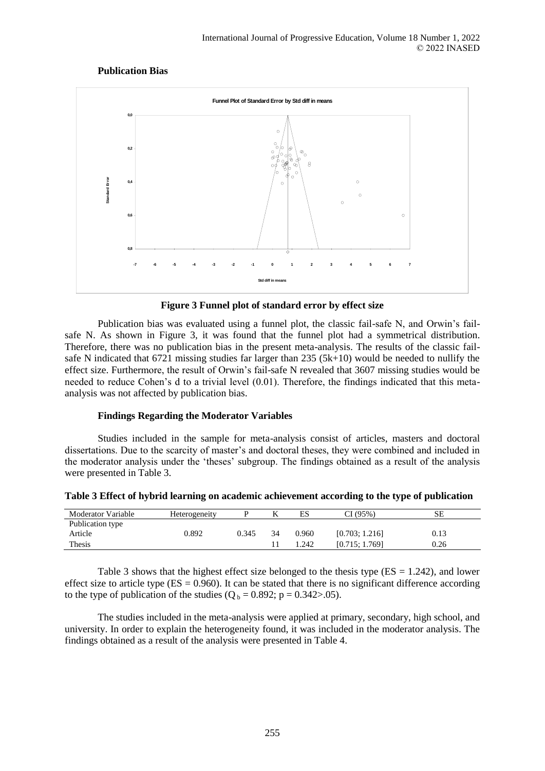**Publication Bias**

**Figure 3 Funnel plot of standard error by effect size**

Publication bias was evaluated using a funnel plot, the classic fail-safe N, and Orwin's fail-safe N. As shown in Figure 3, it was found that the funnel plot had a symmetrical distribution. Therefore, there was no publication bias in the present meta-analysis. The results of the classic fail-safe N indicated that 6721 missing studies far larger than 235 (5k+10) would be needed to nullify the effect size. Furthermore, the result of Orwin's fail-safe N revealed that 3607 missing studies would be needed to reduce Cohen's d to a trivial level (0.01). Therefore, the findings indicated that this meta-analysis was not affected by publication bias.

**Findings Regarding the Moderator Variables**

Studies included in the sample for meta-analysis consist of articles, masters and doctoral dissertations. Due to the scarcity of master's and doctoral theses, they were combined and included in the moderator analysis under the 'theses' subgroup. The findings obtained as a result of the analysis were presented in Table 3.

**Table 3 Effect of hybrid learning on academic achievement according to the type of publication**

| Moderator Variable | Heterogeneity | P | K | ES | CI (95%) | SE |
|---|---|---|---|---|---|---|
| Publication type | | | | | | |
| Article | 0.892 | 0.345 | 34 | 0.960 | [0.703; 1.216] | 0.13 |
| Thesis | | | 11 | 1.242 | [0.715; 1.769] | 0.26 |

Table 3 shows that the highest effect size belonged to the thesis type (ES = 1.242), and lower effect size to article type (ES = 0.960). It can be stated that there is no significant difference according to the type of publication of the studies ($Q_b = 0.892$; $p = 0.342 > .05$).

The studies included in the meta-analysis were applied at primary, secondary, high school, and university. In order to explain the heterogeneity found, it was included in the moderator analysis. The findings obtained as a result of the analysis were presented in Table 4.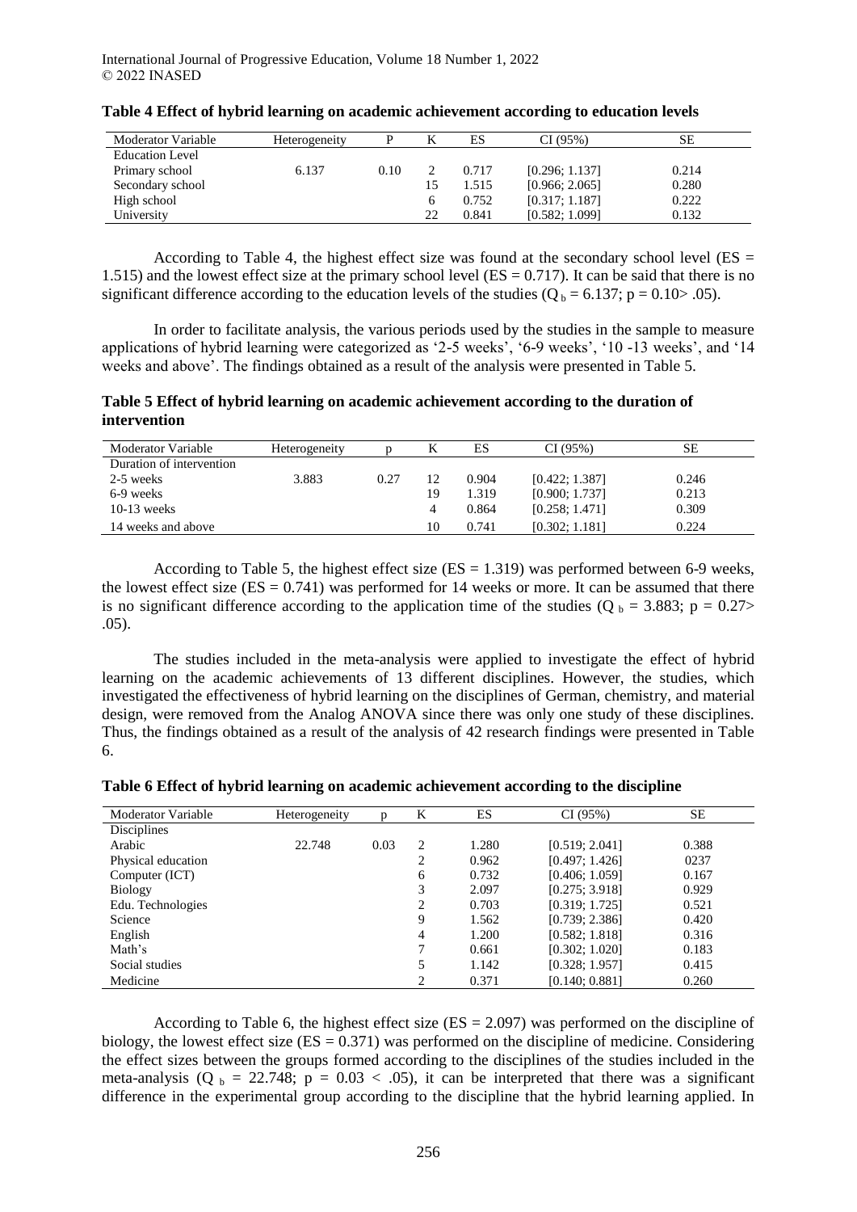**Table 4 Effect of hybrid learning on academic achievement according to education levels**

| Moderator Variable | Heterogeneity | P | K | ES | CI (95%) | SE |
|---|---|---|---|---|---|---|
| Education Level | | | | | | |
| Primary school | 6.137 | 0.10 | 2 | 0.717 | [0.296; 1.137] | 0.214 |
| Secondary school | | | 15 | 1.515 | [0.966; 2.065] | 0.280 |
| High school | | | 6 | 0.752 | [0.317; 1.187] | 0.222 |
| University | | | 22 | 0.841 | [0.582; 1.099] | 0.132 |

According to Table 4, the highest effect size was found at the secondary school level (ES = 1.515) and the lowest effect size at the primary school level (ES = 0.717). It can be said that there is no significant difference according to the education levels of the studies ($Q_b = 6.137$; $p = 0.10 > .05$).

In order to facilitate analysis, the various periods used by the studies in the sample to measure applications of hybrid learning were categorized as '2-5 weeks', '6-9 weeks', '10 -13 weeks', and '14 weeks and above'. The findings obtained as a result of the analysis were presented in Table 5.

**Table 5 Effect of hybrid learning on academic achievement according to the duration of intervention**

| Moderator Variable | Heterogeneity | p | K | ES | CI (95%) | SE |
|---|---|---|---|---|---|---|
| Duration of intervention | | | | | | |
| 2-5 weeks | 3.883 | 0.27 | 12 | 0.904 | [0.422; 1.387] | 0.246 |
| 6-9 weeks | | | 19 | 1.319 | [0.900; 1.737] | 0.213 |
| 10-13 weeks | | | 4 | 0.864 | [0.258; 1.471] | 0.309 |
| 14 weeks and above | | | 10 | 0.741 | [0.302; 1.181] | 0.224 |

According to Table 5, the highest effect size (ES = 1.319) was performed between 6-9 weeks, the lowest effect size (ES = 0.741) was performed for 14 weeks or more. It can be assumed that there is no significant difference according to the application time of the studies ($Q_b = 3.883$; $p = 0.27 > .05$).

The studies included in the meta-analysis were applied to investigate the effect of hybrid learning on the academic achievements of 13 different disciplines. However, the studies, which investigated the effectiveness of hybrid learning on the disciplines of German, chemistry, and material design, were removed from the Analog ANOVA since there was only one study of these disciplines. Thus, the findings obtained as a result of the analysis of 42 research findings were presented in Table 6.

**Table 6 Effect of hybrid learning on academic achievement according to the discipline**

| Moderator Variable | Heterogeneity | p | K | ES | CI (95%) | SE |
|---|---|---|---|---|---|---|
| Disciplines | | | | | | |
| Arabic | 22.748 | 0.03 | 2 | 1.280 | [0.519; 2.041] | 0.388 |
| Physical education | | | 2 | 0.962 | [0.497; 1.426] | 0237 |
| Computer (ICT) | | | 6 | 0.732 | [0.406; 1.059] | 0.167 |
| Biology | | | 3 | 2.097 | [0.275; 3.918] | 0.929 |
| Edu. Technologies | | | 2 | 0.703 | [0.319; 1.725] | 0.521 |
| Science | | | 9 | 1.562 | [0.739; 2.386] | 0.420 |
| English | | | 4 | 1.200 | [0.582; 1.818] | 0.316 |
| Math's | | | 7 | 0.661 | [0.302; 1.020] | 0.183 |
| Social studies | | | 5 | 1.142 | [0.328; 1.957] | 0.415 |
| Medicine | | | 2 | 0.371 | [0.140; 0.881] | 0.260 |

According to Table 6, the highest effect size (ES = 2.097) was performed on the discipline of biology, the lowest effect size (ES = 0.371) was performed on the discipline of medicine. Considering the effect sizes between the groups formed according to the disciplines of the studies included in the meta-analysis ($Q_b = 22.748$; $p = 0.03 < .05$), it can be interpreted that there was a significant difference in the experimental group according to the discipline that the hybrid learning applied. In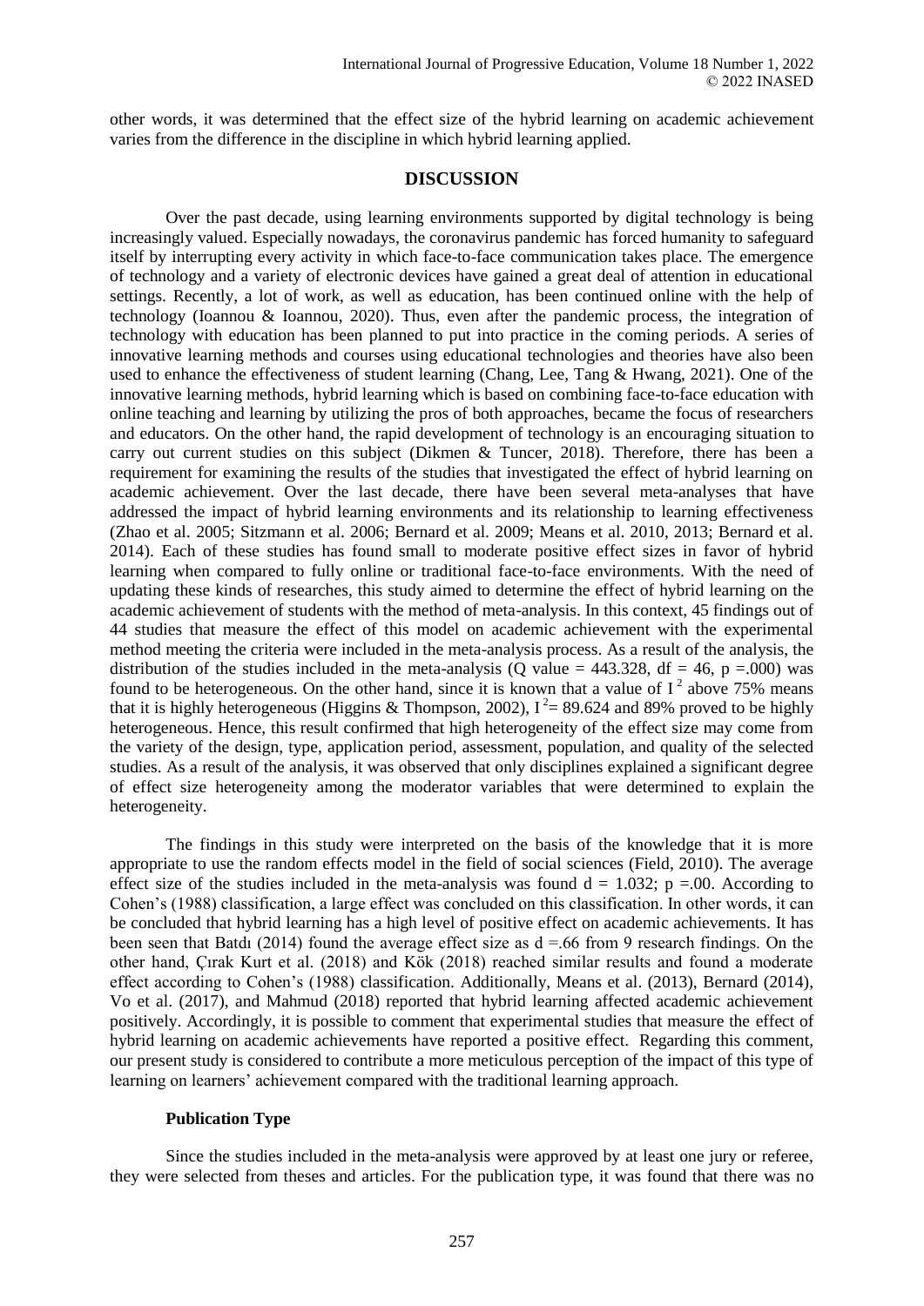other words, it was determined that the effect size of the hybrid learning on academic achievement varies from the difference in the discipline in which hybrid learning applied.

## DISCUSSION

Over the past decade, using learning environments supported by digital technology is being increasingly valued. Especially nowadays, the coronavirus pandemic has forced humanity to safeguard itself by interrupting every activity in which face-to-face communication takes place. The emergence of technology and a variety of electronic devices have gained a great deal of attention in educational settings. Recently, a lot of work, as well as education, has been continued online with the help of technology (Ioannou & Ioannou, 2020). Thus, even after the pandemic process, the integration of technology with education has been planned to put into practice in the coming periods. A series of innovative learning methods and courses using educational technologies and theories have also been used to enhance the effectiveness of student learning (Chang, Lee, Tang & Hwang, 2021). One of the innovative learning methods, hybrid learning which is based on combining face-to-face education with online teaching and learning by utilizing the pros of both approaches, became the focus of researchers and educators. On the other hand, the rapid development of technology is an encouraging situation to carry out current studies on this subject (Dikmen & Tuncer, 2018). Therefore, there has been a requirement for examining the results of the studies that investigated the effect of hybrid learning on academic achievement. Over the last decade, there have been several meta-analyses that have addressed the impact of hybrid learning environments and its relationship to learning effectiveness (Zhao et al. 2005; Sitzmann et al. 2006; Bernard et al. 2009; Means et al. 2010, 2013; Bernard et al. 2014). Each of these studies has found small to moderate positive effect sizes in favor of hybrid learning when compared to fully online or traditional face-to-face environments. With the need of updating these kinds of researches, this study aimed to determine the effect of hybrid learning on the academic achievement of students with the method of meta-analysis. In this context, 45 findings out of 44 studies that measure the effect of this model on academic achievement with the experimental method meeting the criteria were included in the meta-analysis process. As a result of the analysis, the distribution of the studies included in the meta-analysis (Q value = 443.328, df = 46, p =.000) was found to be heterogeneous. On the other hand, since it is known that a value of $I^2$ above 75% means that it is highly heterogeneous (Higgins & Thompson, 2002), $I^2$= 89.624 and 89% proved to be highly heterogeneous. Hence, this result confirmed that high heterogeneity of the effect size may come from the variety of the design, type, application period, assessment, population, and quality of the selected studies. As a result of the analysis, it was observed that only disciplines explained a significant degree of effect size heterogeneity among the moderator variables that were determined to explain the heterogeneity.

The findings in this study were interpreted on the basis of the knowledge that it is more appropriate to use the random effects model in the field of social sciences (Field, 2010). The average effect size of the studies included in the meta-analysis was found d = 1.032; p =.00. According to Cohen's (1988) classification, a large effect was concluded on this classification. In other words, it can be concluded that hybrid learning has a high level of positive effect on academic achievements. It has been seen that Batdı (2014) found the average effect size as d =.66 from 9 research findings. On the other hand, Çırak Kurt et al. (2018) and Kök (2018) reached similar results and found a moderate effect according to Cohen's (1988) classification. Additionally, Means et al. (2013), Bernard (2014), Vo et al. (2017), and Mahmud (2018) reported that hybrid learning affected academic achievement positively. Accordingly, it is possible to comment that experimental studies that measure the effect of hybrid learning on academic achievements have reported a positive effect. Regarding this comment, our present study is considered to contribute a more meticulous perception of the impact of this type of learning on learners' achievement compared with the traditional learning approach.

### Publication Type

Since the studies included in the meta-analysis were approved by at least one jury or referee, they were selected from theses and articles. For the publication type, it was found that there was no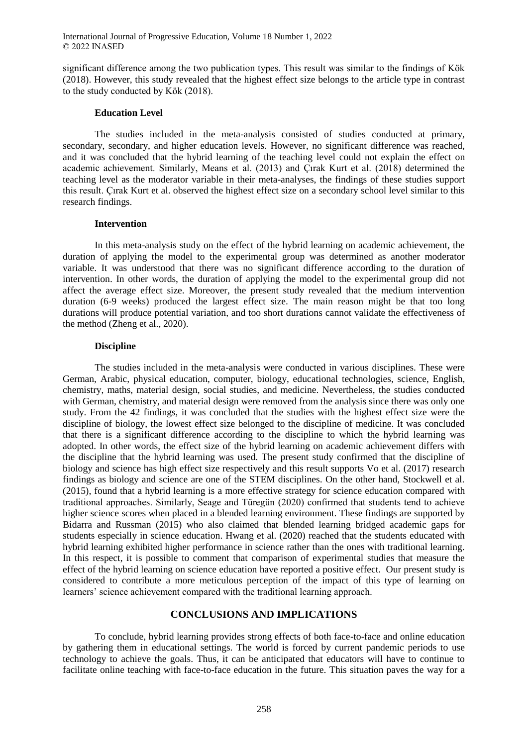significant difference among the two publication types. This result was similar to the findings of Kök (2018). However, this study revealed that the highest effect size belongs to the article type in contrast to the study conducted by Kök (2018).

#### Education Level

The studies included in the meta-analysis consisted of studies conducted at primary, secondary, secondary, and higher education levels. However, no significant difference was reached, and it was concluded that the hybrid learning of the teaching level could not explain the effect on academic achievement. Similarly, Means et al. (2013) and Çırak Kurt et al. (2018) determined the teaching level as the moderator variable in their meta-analyses, the findings of these studies support this result. Çırak Kurt et al. observed the highest effect size on a secondary school level similar to this research findings.

#### Intervention

In this meta-analysis study on the effect of the hybrid learning on academic achievement, the duration of applying the model to the experimental group was determined as another moderator variable. It was understood that there was no significant difference according to the duration of intervention. In other words, the duration of applying the model to the experimental group did not affect the average effect size. Moreover, the present study revealed that the medium intervention duration (6-9 weeks) produced the largest effect size. The main reason might be that too long durations will produce potential variation, and too short durations cannot validate the effectiveness of the method (Zheng et al., 2020).

#### Discipline

The studies included in the meta-analysis were conducted in various disciplines. These were German, Arabic, physical education, computer, biology, educational technologies, science, English, chemistry, maths, material design, social studies, and medicine. Nevertheless, the studies conducted with German, chemistry, and material design were removed from the analysis since there was only one study. From the 42 findings, it was concluded that the studies with the highest effect size were the discipline of biology, the lowest effect size belonged to the discipline of medicine. It was concluded that there is a significant difference according to the discipline to which the hybrid learning was adopted. In other words, the effect size of the hybrid learning on academic achievement differs with the discipline that the hybrid learning was used. The present study confirmed that the discipline of biology and science has high effect size respectively and this result supports Vo et al. (2017) research findings as biology and science are one of the STEM disciplines. On the other hand, Stockwell et al. (2015), found that a hybrid learning is a more effective strategy for science education compared with traditional approaches. Similarly, Seage and Türegün (2020) confirmed that students tend to achieve higher science scores when placed in a blended learning environment. These findings are supported by Bidarra and Russman (2015) who also claimed that blended learning bridged academic gaps for students especially in science education. Hwang et al. (2020) reached that the students educated with hybrid learning exhibited higher performance in science rather than the ones with traditional learning. In this respect, it is possible to comment that comparison of experimental studies that measure the effect of the hybrid learning on science education have reported a positive effect. Our present study is considered to contribute a more meticulous perception of the impact of this type of learning on learners' science achievement compared with the traditional learning approach.

## CONCLUSIONS AND IMPLICATIONS

To conclude, hybrid learning provides strong effects of both face-to-face and online education by gathering them in educational settings. The world is forced by current pandemic periods to use technology to achieve the goals. Thus, it can be anticipated that educators will have to continue to facilitate online teaching with face-to-face education in the future. This situation paves the way for a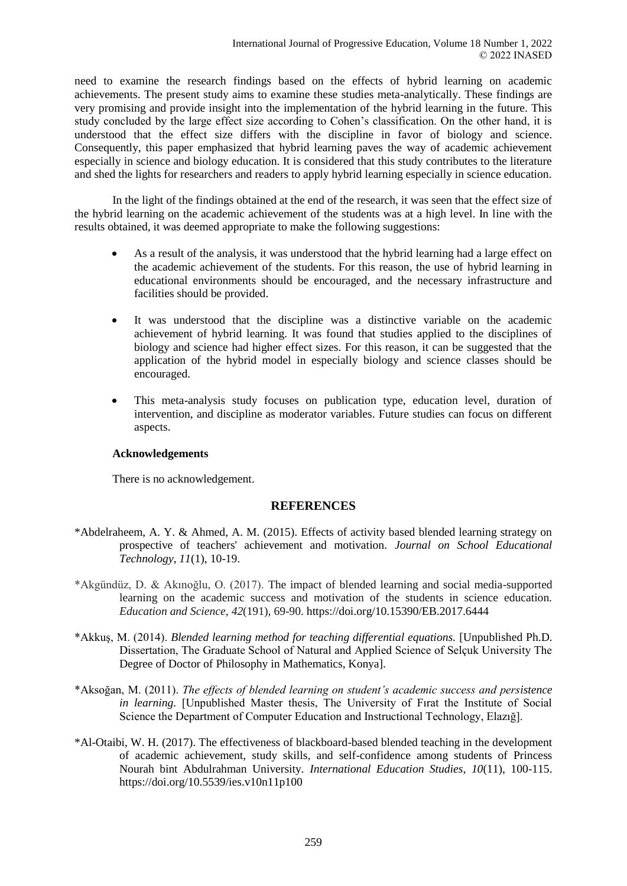need to examine the research findings based on the effects of hybrid learning on academic achievements. The present study aims to examine these studies meta-analytically. These findings are very promising and provide insight into the implementation of the hybrid learning in the future. This study concluded by the large effect size according to Cohen's classification. On the other hand, it is understood that the effect size differs with the discipline in favor of biology and science. Consequently, this paper emphasized that hybrid learning paves the way of academic achievement especially in science and biology education. It is considered that this study contributes to the literature and shed the lights for researchers and readers to apply hybrid learning especially in science education.

In the light of the findings obtained at the end of the research, it was seen that the effect size of the hybrid learning on the academic achievement of the students was at a high level. In line with the results obtained, it was deemed appropriate to make the following suggestions:

- As a result of the analysis, it was understood that the hybrid learning had a large effect on the academic achievement of the students. For this reason, the use of hybrid learning in educational environments should be encouraged, and the necessary infrastructure and facilities should be provided.
- It was understood that the discipline was a distinctive variable on the academic achievement of hybrid learning. It was found that studies applied to the disciplines of biology and science had higher effect sizes. For this reason, it can be suggested that the application of the hybrid model in especially biology and science classes should be encouraged.
- This meta-analysis study focuses on publication type, education level, duration of intervention, and discipline as moderator variables. Future studies can focus on different aspects.

**Acknowledgements**

There is no acknowledgement.

## REFERENCES

*Abdelraheem, A. Y. & Ahmed, A. M. (2015). Effects of activity based blended learning strategy on prospective of teachers' achievement and motivation. *Journal on School Educational Technology*, *11*(1), 10-19.

*Akgündüz, D. & Akınoğlu, O. (2017). The impact of blended learning and social media-supported learning on the academic success and motivation of the students in science education. *Education and Science, 42*(191), 69-90. https://doi.org/10.15390/EB.2017.6444

*Akkuş, M. (2014). *Blended learning method for teaching differential equations.* [Unpublished Ph.D. Dissertation, The Graduate School of Natural and Applied Science of Selçuk University The Degree of Doctor of Philosophy in Mathematics, Konya].

*Aksoğan, M. (2011). *The effects of blended learning on student's academic success and persistence in learning.* [Unpublished Master thesis, The University of Fırat the Institute of Social Science the Department of Computer Education and Instructional Technology, Elazığ].

*Al-Otaibi, W. H. (2017). The effectiveness of blackboard-based blended teaching in the development of academic achievement, study skills, and self-confidence among students of Princess Nourah bint Abdulrahman University. *International Education Studies, 10*(11), 100-115. https://doi.org/10.5539/ies.v10n11p100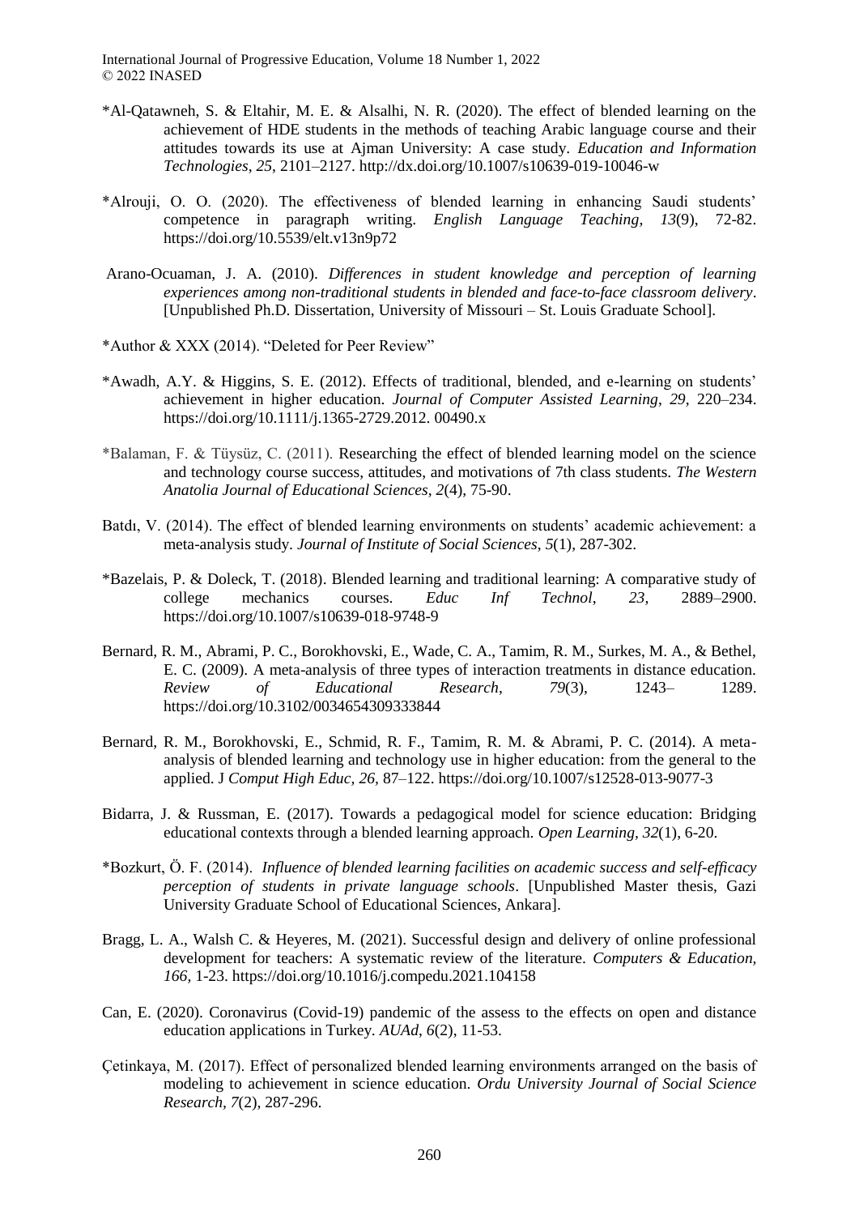*Al-Qatawneh, S. & Eltahir, M. E. & Alsalhi, N. R. (2020). The effect of blended learning on the achievement of HDE students in the methods of teaching Arabic language course and their attitudes towards its use at Ajman University: A case study. *Education and Information Technologies*, *25*, 2101–2127. http://dx.doi.org/10.1007/s10639-019-10046-w

*Alrouji, O. O. (2020). The effectiveness of blended learning in enhancing Saudi students' competence in paragraph writing. *English Language Teaching*, *13*(9), 72-82. https://doi.org/10.5539/elt.v13n9p72

Arano-Ocuaman, J. A. (2010). *Differences in student knowledge and perception of learning experiences among non-traditional students in blended and face-to-face classroom delivery*. [Unpublished Ph.D. Dissertation, University of Missouri – St. Louis Graduate School].

*Author & XXX (2014). "Deleted for Peer Review"

*Awadh, A.Y. & Higgins, S. E. (2012). Effects of traditional, blended, and e-learning on students' achievement in higher education. *Journal of Computer Assisted Learning*, *29*, 220–234. https://doi.org/10.1111/j.1365-2729.2012. 00490.x

*Balaman, F. & Tüysüz, C. (2011). Researching the effect of blended learning model on the science and technology course success, attitudes, and motivations of 7th class students. *The Western Anatolia Journal of Educational Sciences*, *2*(4), 75-90.

Batdı, V. (2014). The effect of blended learning environments on students' academic achievement: a meta-analysis study. *Journal of Institute of Social Sciences*, *5*(1), 287-302.

*Bazelais, P. & Doleck, T. (2018). Blended learning and traditional learning: A comparative study of college mechanics courses. *Educ Inf Technol*, *23*, 2889–2900. https://doi.org/10.1007/s10639-018-9748-9

Bernard, R. M., Abrami, P. C., Borokhovski, E., Wade, C. A., Tamim, R. M., Surkes, M. A., & Bethel, E. C. (2009). A meta-analysis of three types of interaction treatments in distance education. *Review of Educational Research*, *79*(3), 1243– 1289. https://doi.org/10.3102/0034654309333844

Bernard, R. M., Borokhovski, E., Schmid, R. F., Tamim, R. M. & Abrami, P. C. (2014). A meta-analysis of blended learning and technology use in higher education: from the general to the applied. J *Comput High Educ*, *26*, 87–122. https://doi.org/10.1007/s12528-013-9077-3

Bidarra, J. & Russman, E. (2017). Towards a pedagogical model for science education: Bridging educational contexts through a blended learning approach. *Open Learning*, *32*(1), 6-20.

*Bozkurt, Ö. F. (2014). *Influence of blended learning facilities on academic success and self-efficacy perception of students in private language schools*. [Unpublished Master thesis, Gazi University Graduate School of Educational Sciences, Ankara].

Bragg, L. A., Walsh C. & Heyeres, M. (2021). Successful design and delivery of online professional development for teachers: A systematic review of the literature. *Computers & Education*, *166*, 1-23. https://doi.org/10.1016/j.compedu.2021.104158

Can, E. (2020). Coronavirus (Covid-19) pandemic of the assess to the effects on open and distance education applications in Turkey. *AUAd*, *6*(2), 11-53.

Çetinkaya, M. (2017). Effect of personalized blended learning environments arranged on the basis of modeling to achievement in science education. *Ordu University Journal of Social Science Research*, *7*(2), 287-296.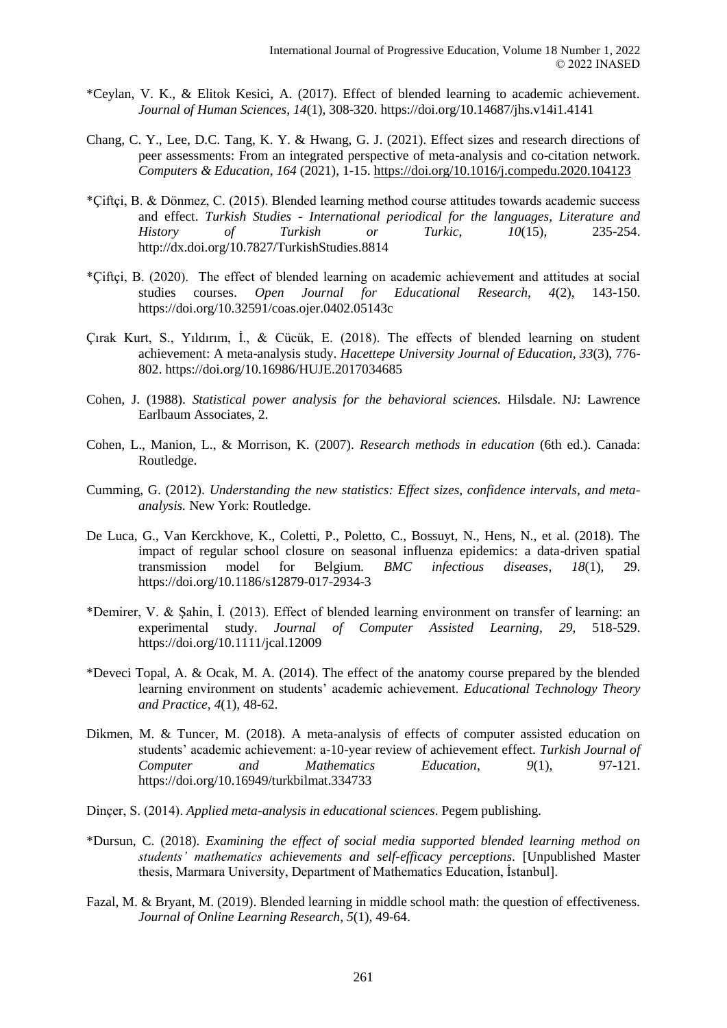*Ceylan, V. K., & Elitok Kesici, A. (2017). Effect of blended learning to academic achievement. *Journal of Human Sciences*, *14*(1), 308-320. https://doi.org/10.14687/jhs.v14i1.4141

Chang, C. Y., Lee, D.C. Tang, K. Y. & Hwang, G. J. (2021). Effect sizes and research directions of peer assessments: From an integrated perspective of meta-analysis and co-citation network. *Computers & Education*, *164* (2021), 1-15. https://doi.org/10.1016/j.compedu.2020.104123

*Çiftçi, B. & Dönmez, C. (2015). Blended learning method course attitudes towards academic success and effect. *Turkish Studies - International periodical for the languages, Literature and History of Turkish or Turkic,* *10*(15), 235-254. http://dx.doi.org/10.7827/TurkishStudies.8814

*Çiftçi, B. (2020). The effect of blended learning on academic achievement and attitudes at social studies courses. *Open Journal for Educational Research*, *4*(2), 143-150. https://doi.org/10.32591/coas.ojer.0402.05143c

Çırak Kurt, S., Yıldırım, İ., & Cücük, E. (2018). The effects of blended learning on student achievement: A meta-analysis study. *Hacettepe University Journal of Education*, *33*(3), 776-802. https://doi.org/10.16986/HUJE.2017034685

Cohen, J. (1988). *Statistical power analysis for the behavioral sciences.* Hilsdale. NJ: Lawrence Earlbaum Associates, 2.

Cohen, L., Manion, L., & Morrison, K. (2007). *Research methods in education* (6th ed.). Canada: Routledge.

Cumming, G. (2012). *Understanding the new statistics: Effect sizes, confidence intervals, and meta-analysis.* New York: Routledge.

De Luca, G., Van Kerckhove, K., Coletti, P., Poletto, C., Bossuyt, N., Hens, N., et al. (2018). The impact of regular school closure on seasonal influenza epidemics: a data-driven spatial transmission model for Belgium. *BMC infectious diseases*, *18*(1), 29. https://doi.org/10.1186/s12879-017-2934-3

*Demirer, V. & Şahin, İ. (2013). Effect of blended learning environment on transfer of learning: an experimental study. *Journal of Computer Assisted Learning*, *29*, 518-529. https://doi.org/10.1111/jcal.12009

*Deveci Topal, A. & Ocak, M. A. (2014). The effect of the anatomy course prepared by the blended learning environment on students' academic achievement. *Educational Technology Theory and Practice*, *4*(1), 48-62.

Dikmen, M. & Tuncer, M. (2018). A meta-analysis of effects of computer assisted education on students' academic achievement: a-10-year review of achievement effect. *Turkish Journal of Computer and Mathematics Education*, *9*(1), 97-121. https://doi.org/10.16949/turkbilmat.334733

Dinçer, S. (2014). *Applied meta-analysis in educational sciences*. Pegem publishing.

*Dursun, C. (2018). *Examining the effect of social media supported blended learning method on students' mathematics achievements and self-efficacy perceptions.* [Unpublished Master thesis, Marmara University, Department of Mathematics Education, İstanbul].

Fazal, M. & Bryant, M. (2019). Blended learning in middle school math: the question of effectiveness. *Journal of Online Learning Research*, *5*(1), 49-64.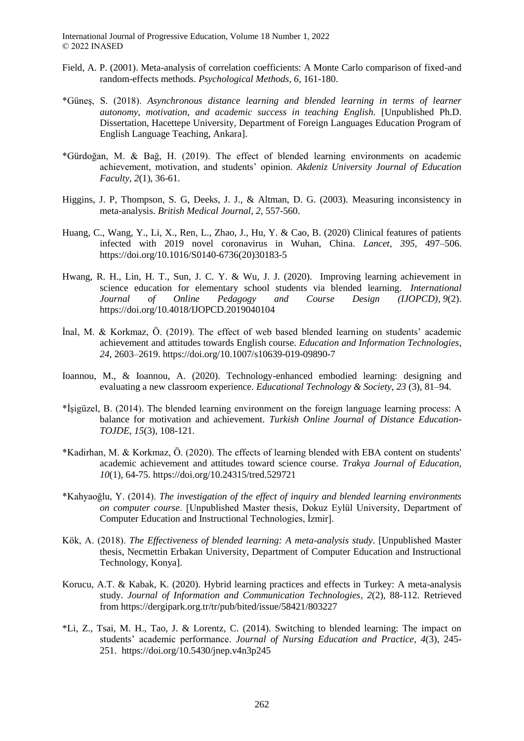Field, A. P. (2001). Meta-analysis of correlation coefficients: A Monte Carlo comparison of fixed-and random-effects methods. *Psychological Methods, 6*, 161-180.

*Güneş, S. (2018). *Asynchronous distance learning and blended learning in terms of learner autonomy, motivation, and academic success in teaching English.* [Unpublished Ph.D. Dissertation, Hacettepe University, Department of Foreign Languages Education Program of English Language Teaching, Ankara].

*Gürdoğan, M. & Bağ, H. (2019). The effect of blended learning environments on academic achievement, motivation, and students' opinion. *Akdeniz University Journal of Education Faculty, 2*(1), 36-61.

Higgins, J. P, Thompson, S. G, Deeks, J. J., & Altman, D. G. (2003). Measuring inconsistency in meta-analysis. *British Medical Journal, 2*, 557-560.

Huang, C., Wang, Y., Li, X., Ren, L., Zhao, J., Hu, Y. & Cao, B. (2020) Clinical features of patients infected with 2019 novel coronavirus in Wuhan, China. *Lancet, 395*, 497–506. https://doi.org/10.1016/S0140-6736(20)30183-5

Hwang, R. H., Lin, H. T., Sun, J. C. Y. & Wu, J. J. (2020). Improving learning achievement in science education for elementary school students via blended learning. *International Journal of Online Pedagogy and Course Design (IJOPCD), 9*(2). https://doi.org/10.4018/IJOPCD.2019040104

İnal, M. & Korkmaz, Ö. (2019). The effect of web based blended learning on students' academic achievement and attitudes towards English course. *Education and Information Technologies, 24*, 2603–2619. https://doi.org/10.1007/s10639-019-09890-7

Ioannou, M., & Ioannou, A. (2020). Technology-enhanced embodied learning: designing and evaluating a new classroom experience. *Educational Technology & Society, 23* (3), 81–94.

*İşigüzel, B. (2014). The blended learning environment on the foreign language learning process: A balance for motivation and achievement. *Turkish Online Journal of Distance Education-TOJDE, 15*(3), 108-121.

*Kadirhan, M. & Korkmaz, Ö. (2020). The effects of learning blended with EBA content on students' academic achievement and attitudes toward science course. *Trakya Journal of Education, 10*(1), 64-75. https://doi.org/10.24315/tred.529721

*Kahyaoğlu, Y. (2014). *The investigation of the effect of inquiry and blended learning environments on computer course*. [Unpublished Master thesis, Dokuz Eylül University, Department of Computer Education and Instructional Technologies, İzmir].

Kök, A. (2018). *The Effectiveness of blended learning: A meta-analysis study*. [Unpublished Master thesis, Necmettin Erbakan University, Department of Computer Education and Instructional Technology, Konya].

Korucu, A.T. & Kabak, K. (2020). Hybrid learning practices and effects in Turkey: A meta-analysis study. *Journal of Information and Communication Technologies, 2*(2), 88-112. Retrieved from https://dergipark.org.tr/tr/pub/bited/issue/58421/803227

*Li, Z., Tsai, M. H., Tao, J. & Lorentz, C. (2014). Switching to blended learning: The impact on students' academic performance. *Journal of Nursing Education and Practice, 4*(3), 245-251. https://doi.org/10.5430/jnep.v4n3p245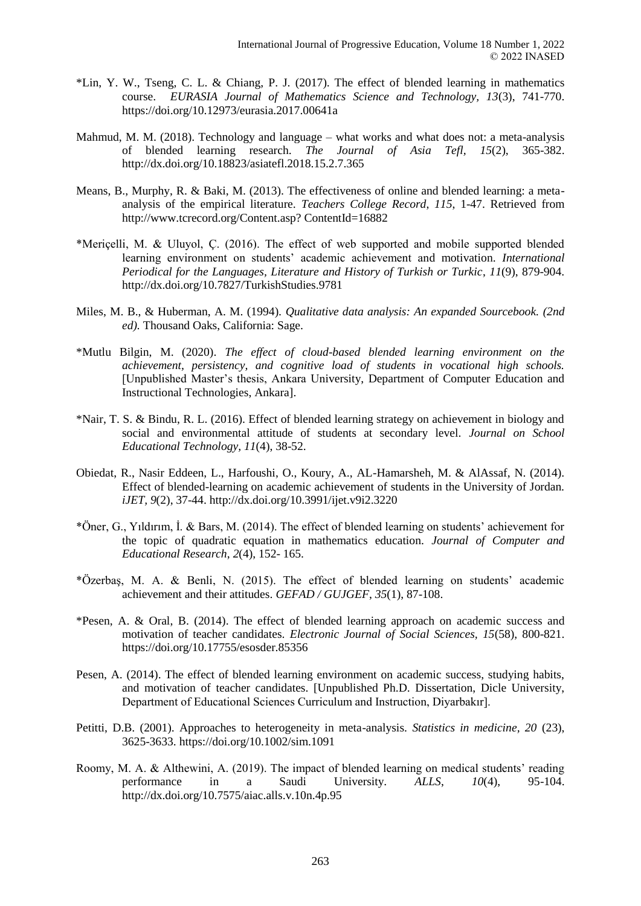*Lin, Y. W., Tseng, C. L. & Chiang, P. J. (2017). The effect of blended learning in mathematics course. *EURASIA Journal of Mathematics Science and Technology, 13*(3), 741-770. https://doi.org/10.12973/eurasia.2017.00641a

Mahmud, M. M. (2018). Technology and language – what works and what does not: a meta-analysis of blended learning research. *The Journal of Asia Tefl, 15*(2), 365-382. http://dx.doi.org/10.18823/asiatefl.2018.15.2.7.365

Means, B., Murphy, R. & Baki, M. (2013). The effectiveness of online and blended learning: a meta-analysis of the empirical literature. *Teachers College Record, 115*, 1-47. Retrieved from http://www.tcrecord.org/Content.asp? ContentId=16882

*Meriçelli, M. & Uluyol, Ç. (2016). The effect of web supported and mobile supported blended learning environment on students' academic achievement and motivation. *International Periodical for the Languages, Literature and History of Turkish or Turkic*, *11*(9), 879-904. http://dx.doi.org/10.7827/TurkishStudies.9781

Miles, M. B., & Huberman, A. M. (1994). *Qualitative data analysis: An expanded Sourcebook. (2nd ed).* Thousand Oaks, California: Sage.

*Mutlu Bilgin, M. (2020). *The effect of cloud-based blended learning environment on the achievement, persistency, and cognitive load of students in vocational high schools.* [Unpublished Master's thesis, Ankara University, Department of Computer Education and Instructional Technologies, Ankara].

*Nair, T. S. & Bindu, R. L. (2016). Effect of blended learning strategy on achievement in biology and social and environmental attitude of students at secondary level. *Journal on School Educational Technology, 11*(4), 38-52.

Obiedat, R., Nasir Eddeen, L., Harfoushi, O., Koury, A., AL-Hamarsheh, M. & AlAssaf, N. (2014). Effect of blended-learning on academic achievement of students in the University of Jordan. *iJET, 9*(2), 37-44. http://dx.doi.org/10.3991/ijet.v9i2.3220

*Öner, G., Yıldırım, İ. & Bars, M. (2014). The effect of blended learning on students' achievement for the topic of quadratic equation in mathematics education. *Journal of Computer and Educational Research*, *2*(4), 152- 165.

*Özerbaş, M. A. & Benli, N. (2015). The effect of blended learning on students' academic achievement and their attitudes. *GEFAD / GUJGEF*, *35*(1), 87-108.

*Pesen, A. & Oral, B. (2014). The effect of blended learning approach on academic success and motivation of teacher candidates. *Electronic Journal of Social Sciences, 15*(58), 800-821. https://doi.org/10.17755/esosder.85356

Pesen, A. (2014). The effect of blended learning environment on academic success, studying habits, and motivation of teacher candidates. [Unpublished Ph.D. Dissertation, Dicle University, Department of Educational Sciences Curriculum and Instruction, Diyarbakır].

Petitti, D.B. (2001). Approaches to heterogeneity in meta-analysis. *Statistics in medicine, 20* (23), 3625-3633. https://doi.org/10.1002/sim.1091

Roomy, M. A. & Althewini, A. (2019). The impact of blended learning on medical students' reading performance in a Saudi University. *ALLS*, *10*(4), 95-104. http://dx.doi.org/10.7575/aiac.alls.v.10n.4p.95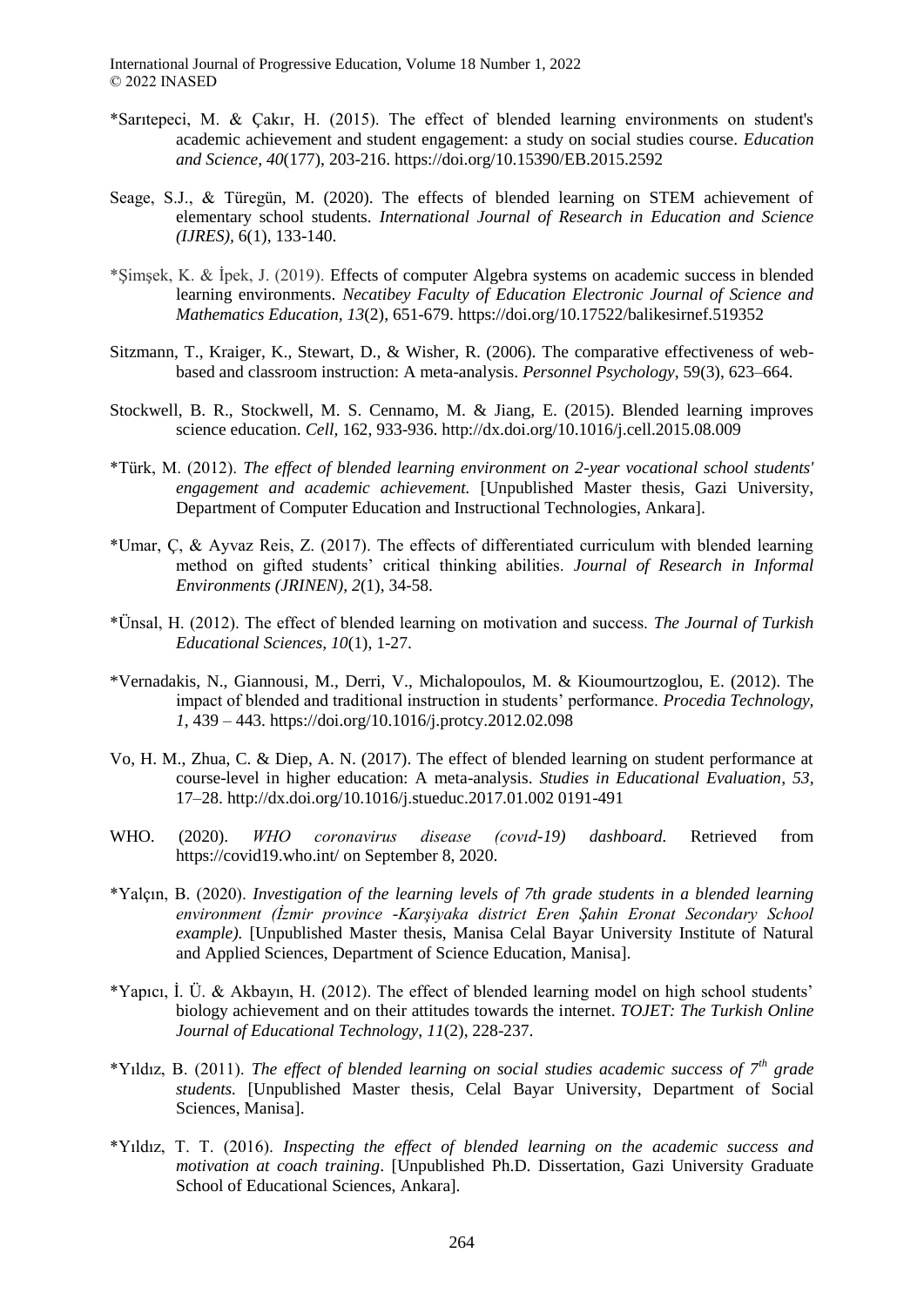*Sarıtepeci, M. & Çakır, H. (2015). The effect of blended learning environments on student's academic achievement and student engagement: a study on social studies course. *Education and Science, 40*(177), 203-216. https://doi.org/10.15390/EB.2015.2592

Seage, S.J., & Türegün, M. (2020). The effects of blended learning on STEM achievement of elementary school students. *International Journal of Research in Education and Science (IJRES)*, 6(1), 133-140.

*Şimşek, K. & İpek, J. (2019). Effects of computer Algebra systems on academic success in blended learning environments. *Necatibey Faculty of Education Electronic Journal of Science and Mathematics Education, 13*(2), 651-679. https://doi.org/10.17522/balikesirnef.519352

Sitzmann, T., Kraiger, K., Stewart, D., & Wisher, R. (2006). The comparative effectiveness of web-based and classroom instruction: A meta-analysis. *Personnel Psychology*, 59(3), 623–664.

Stockwell, B. R., Stockwell, M. S. Cennamo, M. & Jiang, E. (2015). Blended learning improves science education. *Cell*, 162, 933-936. http://dx.doi.org/10.1016/j.cell.2015.08.009

*Türk, M. (2012). *The effect of blended learning environment on 2-year vocational school students' engagement and academic achievement.* [Unpublished Master thesis, Gazi University, Department of Computer Education and Instructional Technologies, Ankara].

*Umar, Ç, & Ayvaz Reis, Z. (2017). The effects of differentiated curriculum with blended learning method on gifted students' critical thinking abilities. *Journal of Research in Informal Environments (JRINEN), 2*(1), 34-58.

*Ünsal, H. (2012). The effect of blended learning on motivation and success. *The Journal of Turkish Educational Sciences, 10*(1), 1-27.

*Vernadakis, N., Giannousi, M., Derri, V., Michalopoulos, M. & Kioumourtzoglou, E. (2012). The impact of blended and traditional instruction in students' performance. *Procedia Technology, 1*, 439 – 443. https://doi.org/10.1016/j.protcy.2012.02.098

Vo, H. M., Zhua, C. & Diep, A. N. (2017). The effect of blended learning on student performance at course-level in higher education: A meta-analysis. *Studies in Educational Evaluation*, *53*, 17–28. http://dx.doi.org/10.1016/j.stueduc.2017.01.002 0191-491

WHO. (2020). *WHO coronavirus disease (covıd-19) dashboard.* Retrieved from https://covid19.who.int/ on September 8, 2020.

*Yalçın, B. (2020). *Investigation of the learning levels of 7th grade students in a blended learning environment (İzmir province -Karşiyaka district Eren Şahin Eronat Secondary School example).* [Unpublished Master thesis, Manisa Celal Bayar University Institute of Natural and Applied Sciences, Department of Science Education, Manisa].

*Yapıcı, İ. Ü. & Akbayın, H. (2012). The effect of blended learning model on high school students' biology achievement and on their attitudes towards the internet. *TOJET: The Turkish Online Journal of Educational Technology*, *11*(2), 228-237.

*Yıldız, B. (2011). *The effect of blended learning on social studies academic success of 7th grade students.* [Unpublished Master thesis, Celal Bayar University, Department of Social Sciences, Manisa].

*Yıldız, T. T. (2016). *Inspecting the effect of blended learning on the academic success and motivation at coach training*. [Unpublished Ph.D. Dissertation, Gazi University Graduate School of Educational Sciences, Ankara].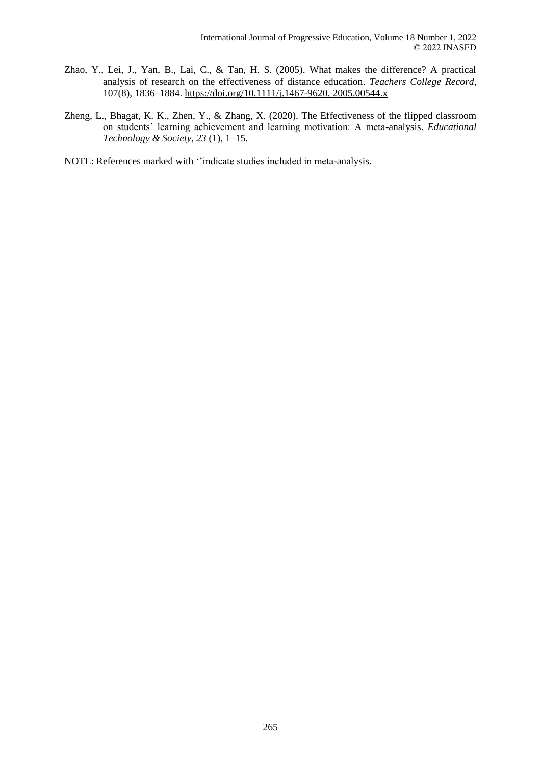Zhao, Y., Lei, J., Yan, B., Lai, C., & Tan, H. S. (2005). What makes the difference? A practical analysis of research on the effectiveness of distance education. *Teachers College Record*, 107(8), 1836–1884. https://doi.org/10.1111/j.1467-9620. 2005.00544.x

Zheng, L., Bhagat, K. K., Zhen, Y., & Zhang, X. (2020). The Effectiveness of the flipped classroom on students' learning achievement and learning motivation: A meta-analysis. *Educational Technology & Society*, *23* (1), 1–15.

NOTE: References marked with ''indicate studies included in meta-analysis.